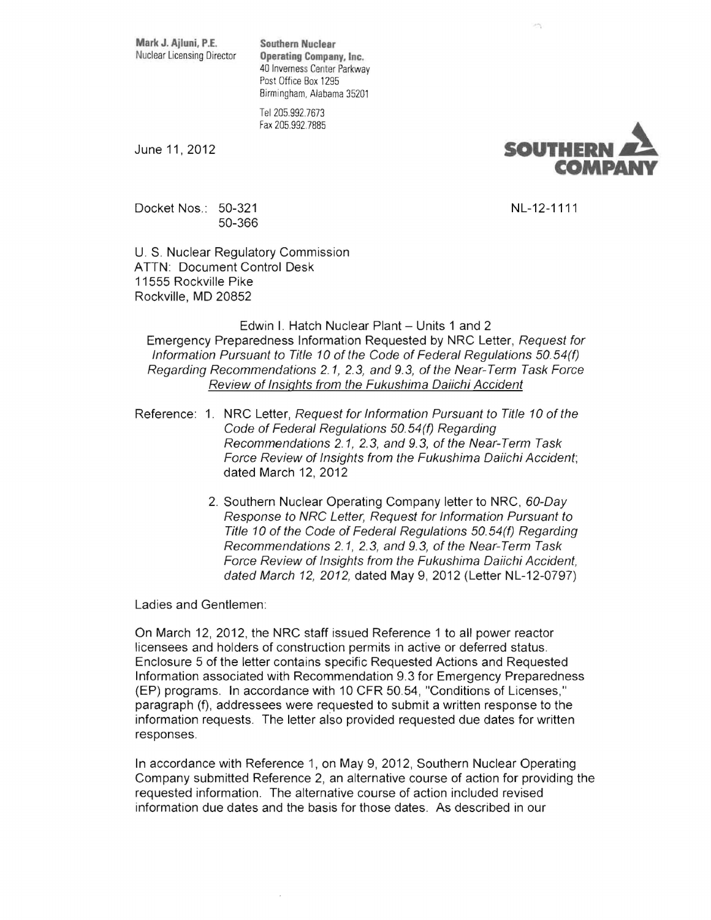**Mark J. Ajluni, P.E.**
Nuclear Licensing Director

**Southern Nuclear Operating Company, Inc.**
40 Inverness Center Parkway
Post Office Box 1295
Birmingham, Alabama 35201

Tel 205.992.7673
Fax 205.992.7885

June 11, 2012

**SOUTHERN COMPANY**

Docket Nos.: 50-321
50-366

NL-12-1111

U. S. Nuclear Regulatory Commission
ATTN: Document Control Desk
11555 Rockville Pike
Rockville, MD 20852

Edwin I. Hatch Nuclear Plant – Units 1 and 2
Emergency Preparedness Information Requested by NRC Letter, *Request for Information Pursuant to Title 10 of the Code of Federal Regulations 50.54(f) Regarding Recommendations 2.1, 2.3, and 9.3, of the Near-Term Task Force Review of Insights from the Fukushima Daiichi Accident*

Reference: 1. NRC Letter, *Request for Information Pursuant to Title 10 of the Code of Federal Regulations 50.54(f) Regarding Recommendations 2.1, 2.3, and 9.3, of the Near-Term Task Force Review of Insights from the Fukushima Daiichi Accident*; dated March 12, 2012

2. Southern Nuclear Operating Company letter to NRC, *60-Day Response to NRC Letter, Request for Information Pursuant to Title 10 of the Code of Federal Regulations 50.54(f) Regarding Recommendations 2.1, 2.3, and 9.3, of the Near-Term Task Force Review of Insights from the Fukushima Daiichi Accident, dated March 12, 2012,* dated May 9, 2012 (Letter NL-12-0797)

Ladies and Gentlemen:

On March 12, 2012, the NRC staff issued Reference 1 to all power reactor licensees and holders of construction permits in active or deferred status. Enclosure 5 of the letter contains specific Requested Actions and Requested Information associated with Recommendation 9.3 for Emergency Preparedness (EP) programs. In accordance with 10 CFR 50.54, "Conditions of Licenses," paragraph (f), addressees were requested to submit a written response to the information requests. The letter also provided requested due dates for written responses.

In accordance with Reference 1, on May 9, 2012, Southern Nuclear Operating Company submitted Reference 2, an alternative course of action for providing the requested information. The alternative course of action included revised information due dates and the basis for those dates. As described in our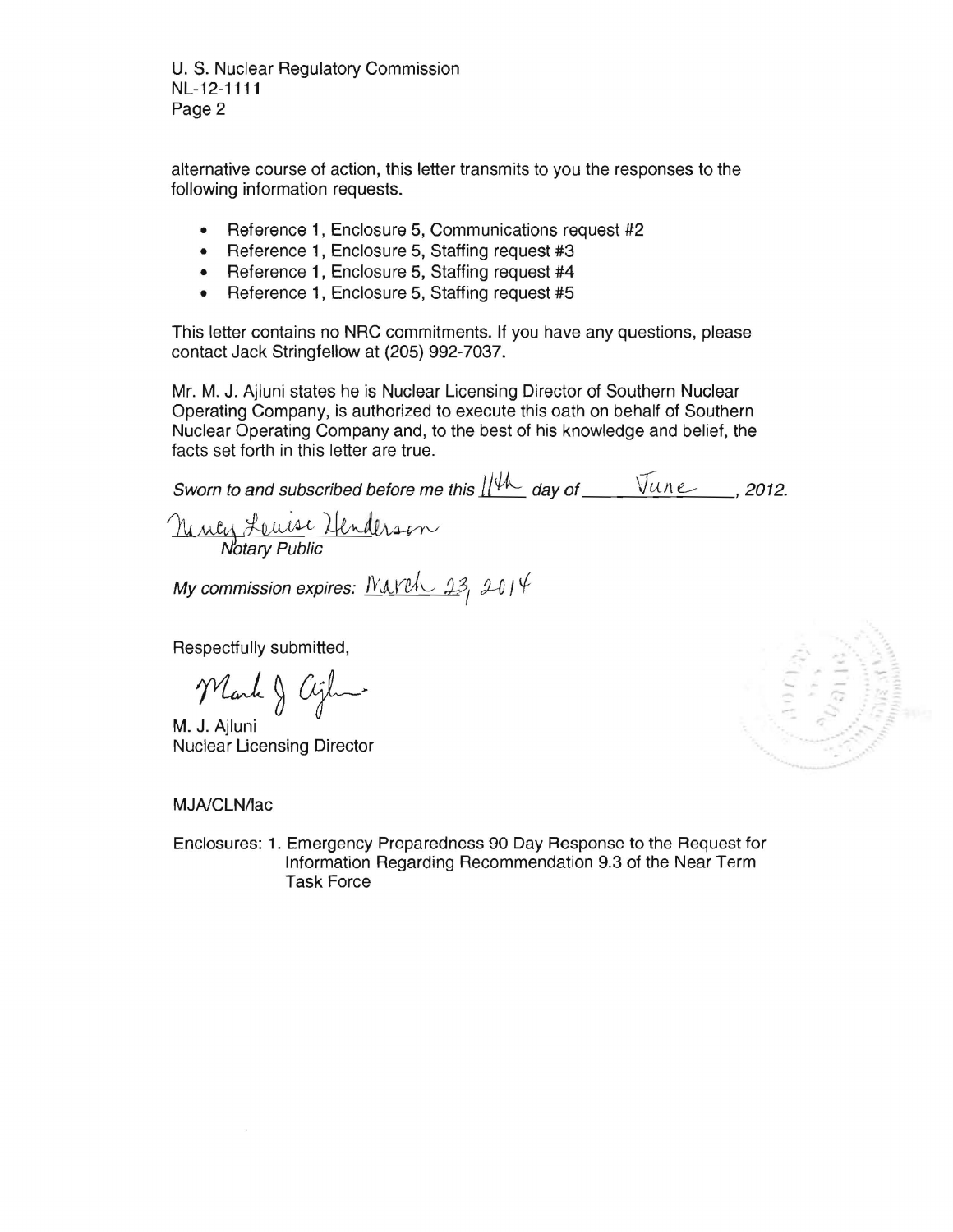alternative course of action, this letter transmits to you the responses to the following information requests.

- Reference 1, Enclosure 5, Communications request #2
- Reference 1, Enclosure 5, Staffing request #3
- Reference 1, Enclosure 5, Staffing request #4
- Reference 1, Enclosure 5, Staffing request #5

This letter contains no NRC commitments. If you have any questions, please contact Jack Stringfellow at (205) 992-7037.

Mr. M. J. Ajluni states he is Nuclear Licensing Director of Southern Nuclear Operating Company, is authorized to execute this oath on behalf of Southern Nuclear Operating Company and, to the best of his knowledge and belief, the facts set forth in this letter are true.

*Sworn to and subscribed before me this* 11th *day of* June *, 2012.*

Nancy Louise Henderson
*Notary Public*

*My commission expires:* March 23, 2014

Respectfully submitted,

Mark J Ajluni

M. J. Ajluni
Nuclear Licensing Director

MJA/CLN/lac

Enclosures: 1. Emergency Preparedness 90 Day Response to the Request for Information Regarding Recommendation 9.3 of the Near Term Task Force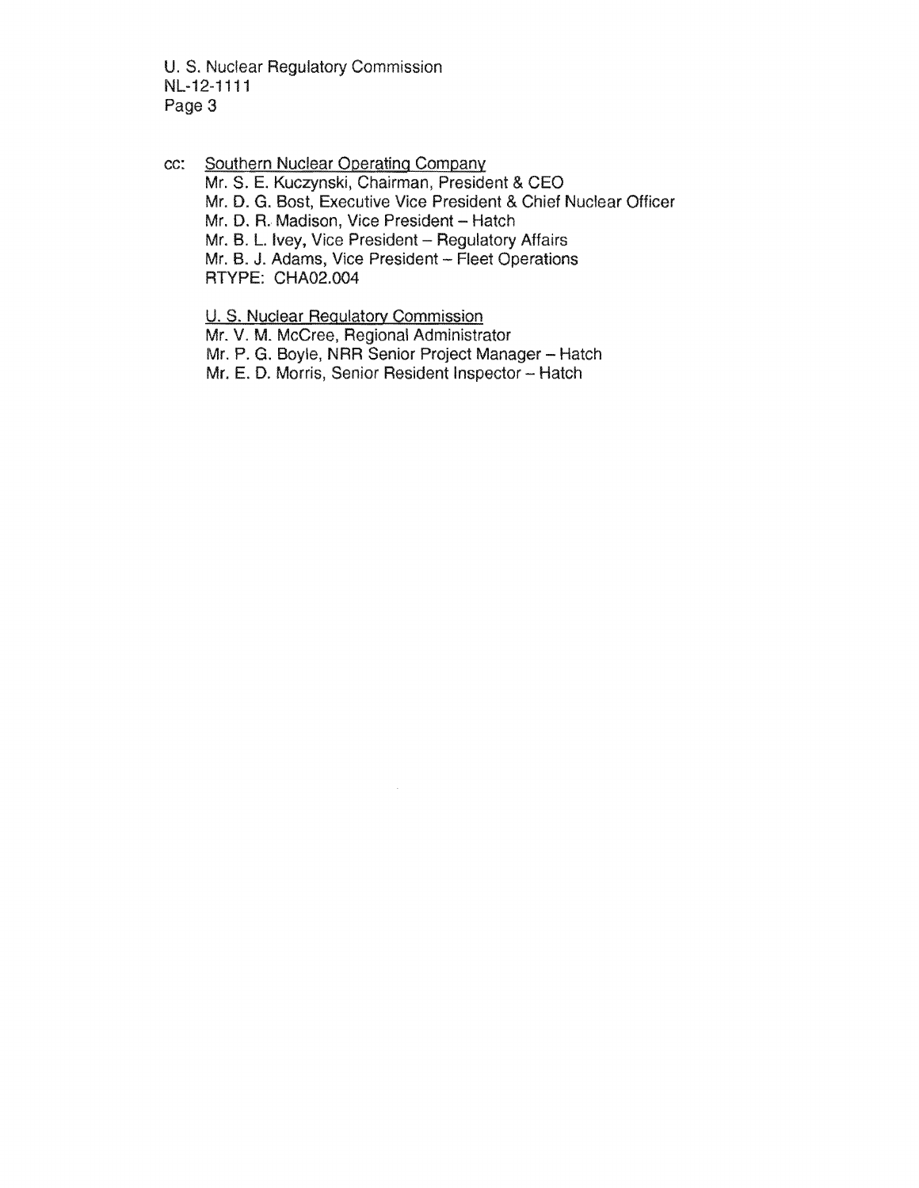cc: Southern Nuclear Operating Company

Mr. S. E. Kuczynski, Chairman, President & CEO
Mr. D. G. Bost, Executive Vice President & Chief Nuclear Officer
Mr. D. R. Madison, Vice President – Hatch
Mr. B. L. Ivey, Vice President – Regulatory Affairs
Mr. B. J. Adams, Vice President – Fleet Operations
RTYPE: CHA02.004

U. S. Nuclear Regulatory Commission

Mr. V. M. McCree, Regional Administrator
Mr. P. G. Boyle, NRR Senior Project Manager – Hatch
Mr. E. D. Morris, Senior Resident Inspector – Hatch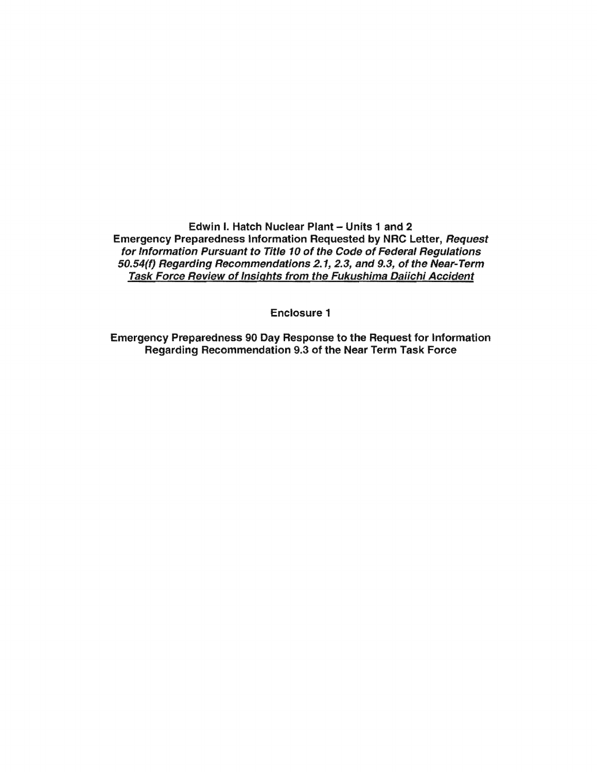**Edwin I. Hatch Nuclear Plant – Units 1 and 2**
**Emergency Preparedness Information Requested by NRC Letter, *Request for Information Pursuant to Title 10 of the Code of Federal Regulations 50.54(f) Regarding Recommendations 2.1, 2.3, and 9.3, of the Near-Term Task Force Review of Insights from the Fukushima Daiichi Accident***

**Enclosure 1**

**Emergency Preparedness 90 Day Response to the Request for Information Regarding Recommendation 9.3 of the Near Term Task Force**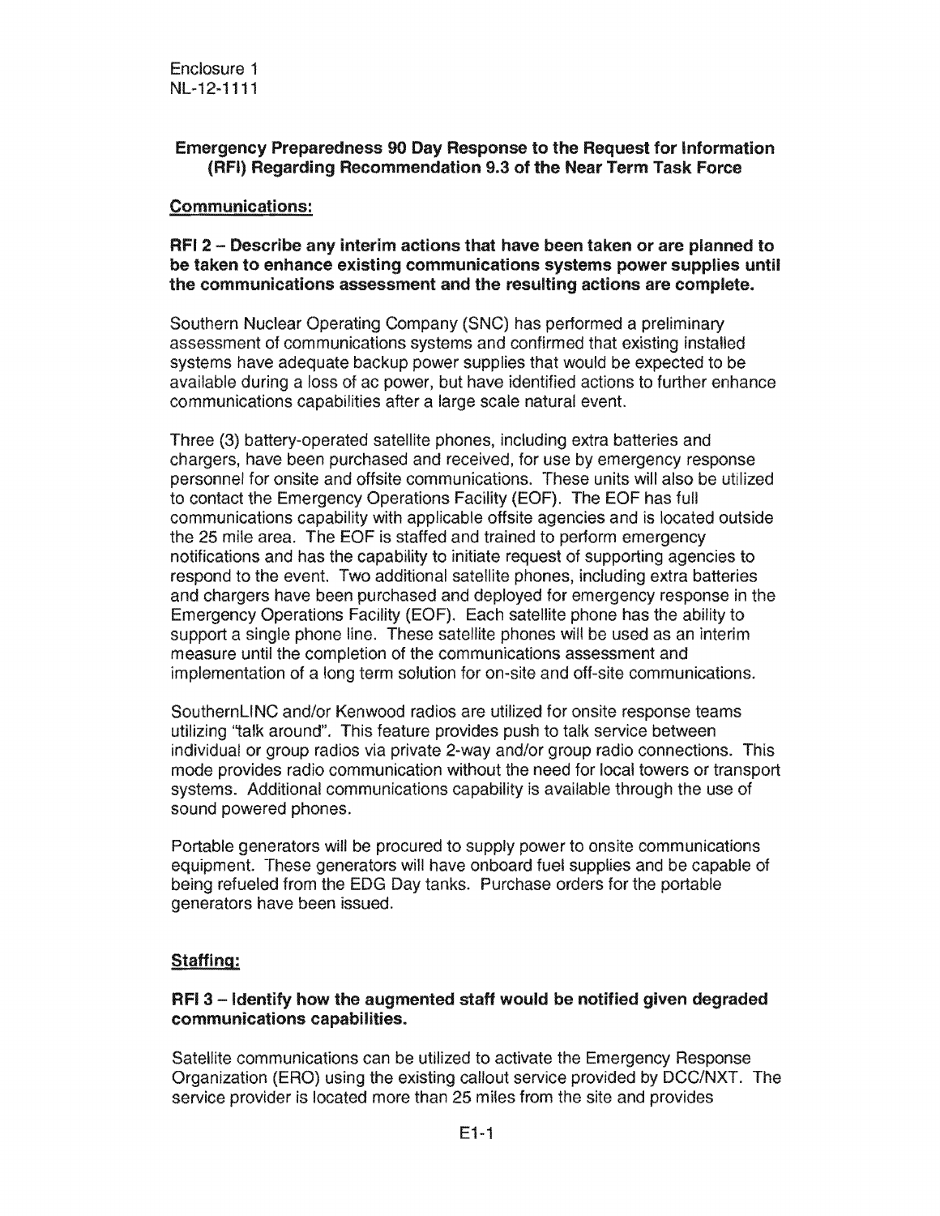Enclosure 1
NL-12-1111

**Emergency Preparedness 90 Day Response to the Request for Information (RFI) Regarding Recommendation 9.3 of the Near Term Task Force**

## Communications:

**RFI 2 – Describe any interim actions that have been taken or are planned to be taken to enhance existing communications systems power supplies until the communications assessment and the resulting actions are complete.**

Southern Nuclear Operating Company (SNC) has performed a preliminary assessment of communications systems and confirmed that existing installed systems have adequate backup power supplies that would be expected to be available during a loss of ac power, but have identified actions to further enhance communications capabilities after a large scale natural event.

Three (3) battery-operated satellite phones, including extra batteries and chargers, have been purchased and received, for use by emergency response personnel for onsite and offsite communications. These units will also be utilized to contact the Emergency Operations Facility (EOF). The EOF has full communications capability with applicable offsite agencies and is located outside the 25 mile area. The EOF is staffed and trained to perform emergency notifications and has the capability to initiate request of supporting agencies to respond to the event. Two additional satellite phones, including extra batteries and chargers have been purchased and deployed for emergency response in the Emergency Operations Facility (EOF). Each satellite phone has the ability to support a single phone line. These satellite phones will be used as an interim measure until the completion of the communications assessment and implementation of a long term solution for on-site and off-site communications.

SouthernLINC and/or Kenwood radios are utilized for onsite response teams utilizing "talk around". This feature provides push to talk service between individual or group radios via private 2-way and/or group radio connections. This mode provides radio communication without the need for local towers or transport systems. Additional communications capability is available through the use of sound powered phones.

Portable generators will be procured to supply power to onsite communications equipment. These generators will have onboard fuel supplies and be capable of being refueled from the EDG Day tanks. Purchase orders for the portable generators have been issued.

## Staffing:

**RFI 3 – Identify how the augmented staff would be notified given degraded communications capabilities.**

Satellite communications can be utilized to activate the Emergency Response Organization (ERO) using the existing callout service provided by DCC/NXT. The service provider is located more than 25 miles from the site and provides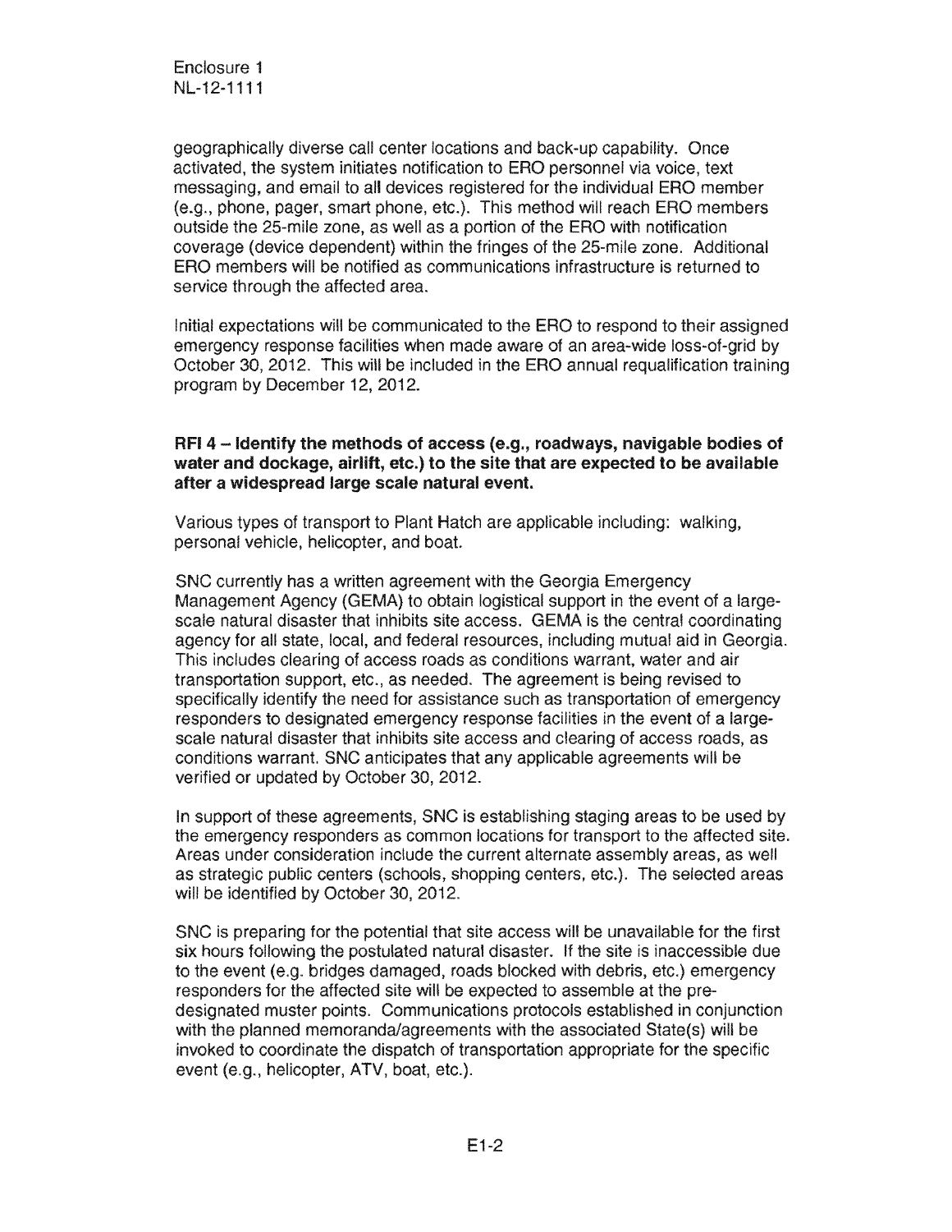geographically diverse call center locations and back-up capability. Once activated, the system initiates notification to ERO personnel via voice, text messaging, and email to all devices registered for the individual ERO member (e.g., phone, pager, smart phone, etc.). This method will reach ERO members outside the 25-mile zone, as well as a portion of the ERO with notification coverage (device dependent) within the fringes of the 25-mile zone. Additional ERO members will be notified as communications infrastructure is returned to service through the affected area.

Initial expectations will be communicated to the ERO to respond to their assigned emergency response facilities when made aware of an area-wide loss-of-grid by October 30, 2012. This will be included in the ERO annual requalification training program by December 12, 2012.

**RFI 4 – Identify the methods of access (e.g., roadways, navigable bodies of water and dockage, airlift, etc.) to the site that are expected to be available after a widespread large scale natural event.**

Various types of transport to Plant Hatch are applicable including: walking, personal vehicle, helicopter, and boat.

SNC currently has a written agreement with the Georgia Emergency Management Agency (GEMA) to obtain logistical support in the event of a large-scale natural disaster that inhibits site access. GEMA is the central coordinating agency for all state, local, and federal resources, including mutual aid in Georgia. This includes clearing of access roads as conditions warrant, water and air transportation support, etc., as needed. The agreement is being revised to specifically identify the need for assistance such as transportation of emergency responders to designated emergency response facilities in the event of a large-scale natural disaster that inhibits site access and clearing of access roads, as conditions warrant. SNC anticipates that any applicable agreements will be verified or updated by October 30, 2012.

In support of these agreements, SNC is establishing staging areas to be used by the emergency responders as common locations for transport to the affected site. Areas under consideration include the current alternate assembly areas, as well as strategic public centers (schools, shopping centers, etc.). The selected areas will be identified by October 30, 2012.

SNC is preparing for the potential that site access will be unavailable for the first six hours following the postulated natural disaster. If the site is inaccessible due to the event (e.g. bridges damaged, roads blocked with debris, etc.) emergency responders for the affected site will be expected to assemble at the pre-designated muster points. Communications protocols established in conjunction with the planned memoranda/agreements with the associated State(s) will be invoked to coordinate the dispatch of transportation appropriate for the specific event (e.g., helicopter, ATV, boat, etc.).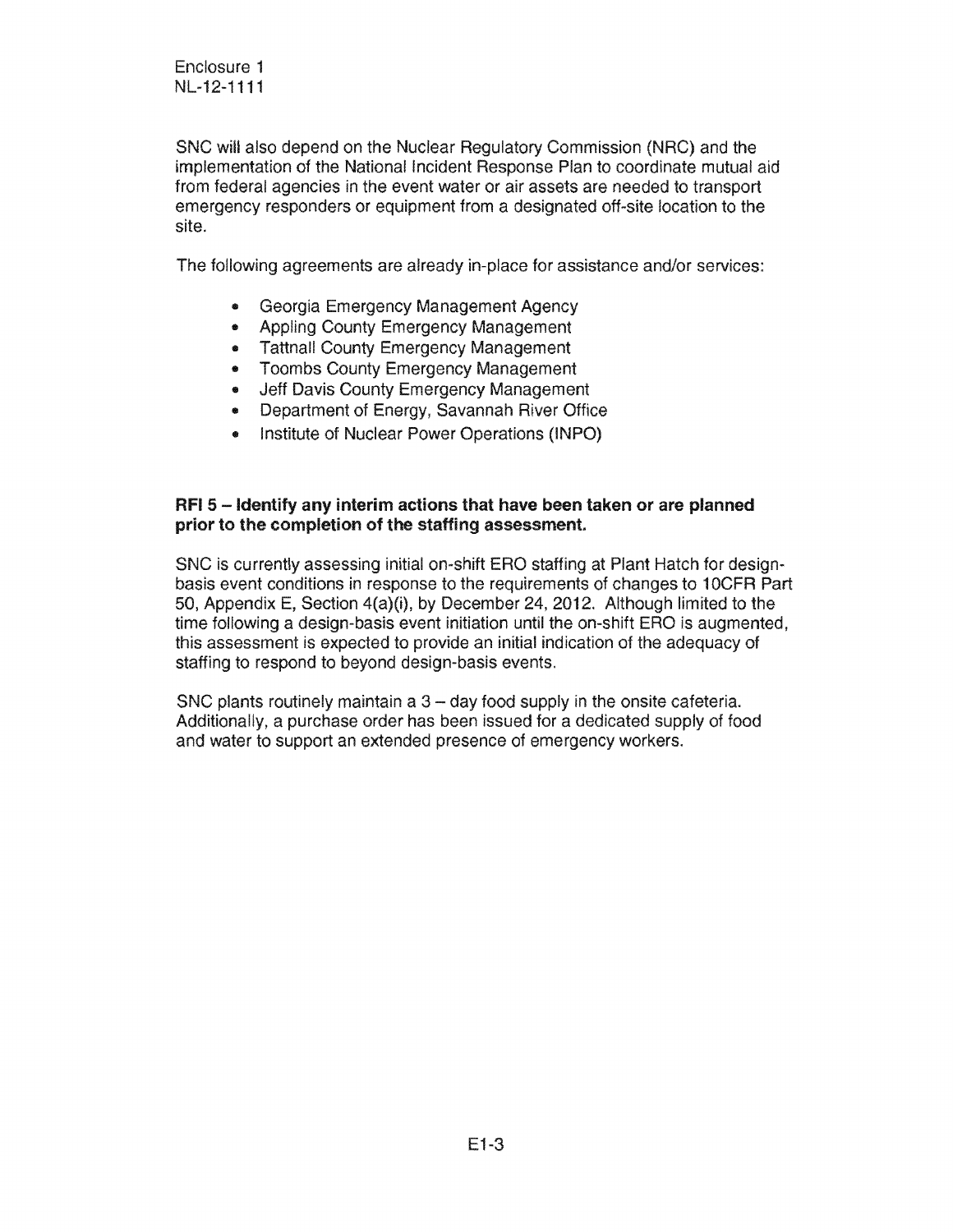SNC will also depend on the Nuclear Regulatory Commission (NRC) and the implementation of the National Incident Response Plan to coordinate mutual aid from federal agencies in the event water or air assets are needed to transport emergency responders or equipment from a designated off-site location to the site.

The following agreements are already in-place for assistance and/or services:

- Georgia Emergency Management Agency
- Appling County Emergency Management
- Tattnall County Emergency Management
- Toombs County Emergency Management
- Jeff Davis County Emergency Management
- Department of Energy, Savannah River Office
- Institute of Nuclear Power Operations (INPO)

**RFI 5 – Identify any interim actions that have been taken or are planned prior to the completion of the staffing assessment.**

SNC is currently assessing initial on-shift ERO staffing at Plant Hatch for design-basis event conditions in response to the requirements of changes to 10CFR Part 50, Appendix E, Section 4(a)(i), by December 24, 2012. Although limited to the time following a design-basis event initiation until the on-shift ERO is augmented, this assessment is expected to provide an initial indication of the adequacy of staffing to respond to beyond design-basis events.

SNC plants routinely maintain a 3 – day food supply in the onsite cafeteria. Additionally, a purchase order has been issued for a dedicated supply of food and water to support an extended presence of emergency workers.